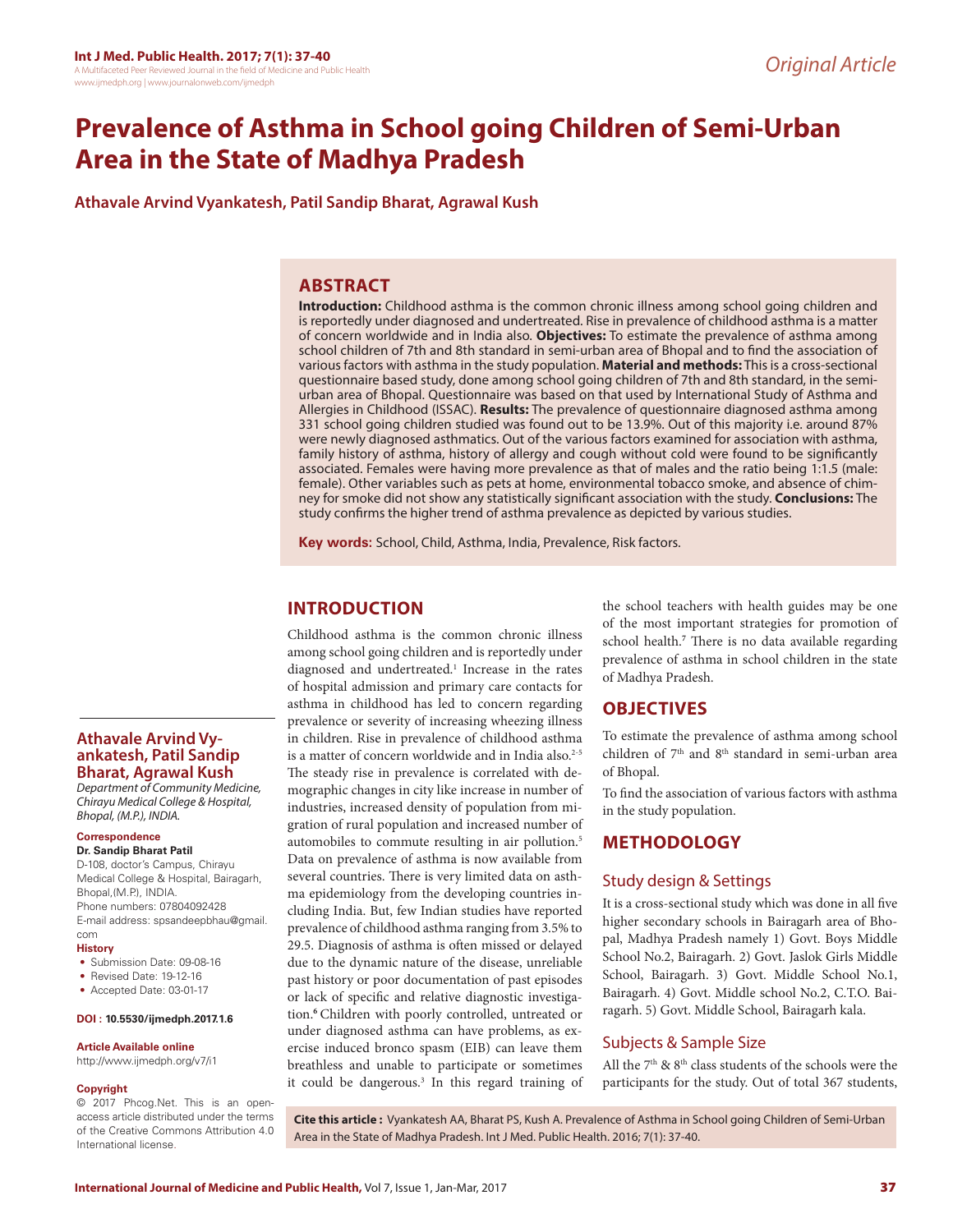# Prevalence of Asthma in School going Children of Semi-Urban Area in the State of Madhya Pradesh

**Athavale Arvind Vyankatesh, Patil Sandip Bharat, Agrawal Kush**

## ABSTRACT

**Introduction:** Childhood asthma is the common chronic illness among school going children and is reportedly under diagnosed and undertreated. Rise in prevalence of childhood asthma is a matter of concern worldwide and in India also. **Objectives:** To estimate the prevalence of asthma among school children of 7th and 8th standard in semi-urban area of Bhopal and to find the association of various factors with asthma in the study population. **Material and methods:** This is a cross-sectional questionnaire based study, done among school going children of 7th and 8th standard, in the semi-urban area of Bhopal. Questionnaire was based on that used by International Study of Asthma and Allergies in Childhood (ISSAC). **Results:** The prevalence of questionnaire diagnosed asthma among 331 school going children studied was found out to be 13.9%. Out of this majority i.e. around 87% were newly diagnosed asthmatics. Out of the various factors examined for association with asthma, family history of asthma, history of allergy and cough without cold were found to be significantly associated. Females were having more prevalence as that of males and the ratio being 1:1.5 (male: female). Other variables such as pets at home, environmental tobacco smoke, and absence of chimney for smoke did not show any statistically significant association with the study. **Conclusions:** The study confirms the higher trend of asthma prevalence as depicted by various studies.

**Key words:** School, Child, Asthma, India, Prevalence, Risk factors.

**Athavale Arvind Vyankatesh, Patil Sandip Bharat, Agrawal Kush**

*Department of Community Medicine, Chirayu Medical College & Hospital, Bhopal, (M.P.), INDIA.*

**Correspondence**

**Dr. Sandip Bharat Patil**

D-108, doctor's Campus, Chirayu Medical College & Hospital, Bairagarh, Bhopal,(M.P), INDIA.
Phone numbers: 07804092428
E-mail address: spsandeepbhau@gmail.com

**History**

- Submission Date: 09-08-16
- Revised Date: 19-12-16
- Accepted Date: 03-01-17

**DOI : 10.5530/ijmedph.2017.1.6**

**Article Available online**

http://www.ijmedph.org/v7/i1

**Copyright**

© 2017 Phcog.Net. This is an open-access article distributed under the terms of the Creative Commons Attribution 4.0 International license.

## INTRODUCTION

Childhood asthma is the common chronic illness among school going children and is reportedly under diagnosed and undertreated.[1] Increase in the rates of hospital admission and primary care contacts for asthma in childhood has led to concern regarding prevalence or severity of increasing wheezing illness in children. Rise in prevalence of childhood asthma is a matter of concern worldwide and in India also.[2-5] The steady rise in prevalence is correlated with demographic changes in city like increase in number of industries, increased density of population from migration of rural population and increased number of automobiles to commute resulting in air pollution.[5] Data on prevalence of asthma is now available from several countries. There is very limited data on asthma epidemiology from the developing countries including India. But, few Indian studies have reported prevalence of childhood asthma ranging from 3.5% to 29.5. Diagnosis of asthma is often missed or delayed due to the dynamic nature of the disease, unreliable past history or poor documentation of past episodes or lack of specific and relative diagnostic investigation.[6] Children with poorly controlled, untreated or under diagnosed asthma can have problems, as exercise induced bronco spasm (EIB) can leave them breathless and unable to participate or sometimes it could be dangerous.[3] In this regard training of the school teachers with health guides may be one of the most important strategies for promotion of school health.[7] There is no data available regarding prevalence of asthma in school children in the state of Madhya Pradesh.

## OBJECTIVES

To estimate the prevalence of asthma among school children of 7th and 8th standard in semi-urban area of Bhopal.

To find the association of various factors with asthma in the study population.

## METHODOLOGY

### Study design & Settings

It is a cross-sectional study which was done in all five higher secondary schools in Bairagarh area of Bhopal, Madhya Pradesh namely 1) Govt. Boys Middle School No.2, Bairagarh. 2) Govt. Jaslok Girls Middle School, Bairagarh. 3) Govt. Middle School No.1, Bairagarh. 4) Govt. Middle school No.2, C.T.O. Bairagarh. 5) Govt. Middle School, Bairagarh kala.

### Subjects & Sample Size

All the 7th & 8th class students of the schools were the participants for the study. Out of total 367 students,

**Cite this article :** Vyankatesh AA, Bharat PS, Kush A. Prevalence of Asthma in School going Children of Semi-Urban Area in the State of Madhya Pradesh. Int J Med. Public Health. 2016; 7(1): 37-40.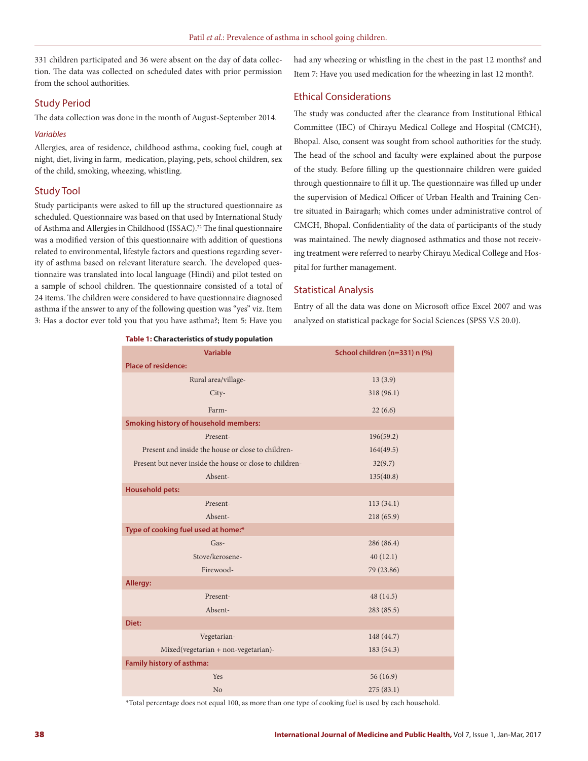331 children participated and 36 were absent on the day of data collection. The data was collected on scheduled dates with prior permission from the school authorities.

## Study Period

The data collection was done in the month of August-September 2014.

### *Variables*

Allergies, area of residence, childhood asthma, cooking fuel, cough at night, diet, living in farm, medication, playing, pets, school children, sex of the child, smoking, wheezing, whistling.

## Study Tool

Study participants were asked to fill up the structured questionnaire as scheduled. Questionnaire was based on that used by International Study of Asthma and Allergies in Childhood (ISSAC).[22] The final questionnaire was a modified version of this questionnaire with addition of questions related to environmental, lifestyle factors and questions regarding severity of asthma based on relevant literature search. The developed questionnaire was translated into local language (Hindi) and pilot tested on a sample of school children. The questionnaire consisted of a total of 24 items. The children were considered to have questionnaire diagnosed asthma if the answer to any of the following question was "yes" viz. Item 3: Has a doctor ever told you that you have asthma?; Item 5: Have you had any wheezing or whistling in the chest in the past 12 months? and Item 7: Have you used medication for the wheezing in last 12 month?.

## Ethical Considerations

The study was conducted after the clearance from Institutional Ethical Committee (IEC) of Chirayu Medical College and Hospital (CMCH), Bhopal. Also, consent was sought from school authorities for the study. The head of the school and faculty were explained about the purpose of the study. Before filling up the questionnaire children were guided through questionnaire to fill it up. The questionnaire was filled up under the supervision of Medical Officer of Urban Health and Training Centre situated in Bairagarh; which comes under administrative control of CMCH, Bhopal. Confidentiality of the data of participants of the study was maintained. The newly diagnosed asthmatics and those not receiving treatment were referred to nearby Chirayu Medical College and Hospital for further management.

## Statistical Analysis

Entry of all the data was done on Microsoft office Excel 2007 and was analyzed on statistical package for Social Sciences (SPSS V.S 20.0).

**Table 1: Characteristics of study population**

| Variable | School children (n=331) n (%) |
|---|---|
| **Place of residence:** | |
| Rural area/village- | 13 (3.9) |
| City- | 318 (96.1) |
| Farm- | 22 (6.6) |
| **Smoking history of household members:** | |
| Present- | 196(59.2) |
| Present and inside the house or close to children- | 164(49.5) |
| Present but never inside the house or close to children- | 32(9.7) |
| Absent- | 135(40.8) |
| **Household pets:** | |
| Present- | 113 (34.1) |
| Absent- | 218 (65.9) |
| **Type of cooking fuel used at home:*** | |
| Gas- | 286 (86.4) |
| Stove/kerosene- | 40 (12.1) |
| Firewood- | 79 (23.86) |
| **Allergy:** | |
| Present- | 48 (14.5) |
| Absent- | 283 (85.5) |
| **Diet:** | |
| Vegetarian- | 148 (44.7) |
| Mixed(vegetarian + non-vegetarian)- | 183 (54.3) |
| **Family history of asthma:** | |
| Yes | 56 (16.9) |
| No | 275 (83.1) |

*Total percentage does not equal 100, as more than one type of cooking fuel is used by each household.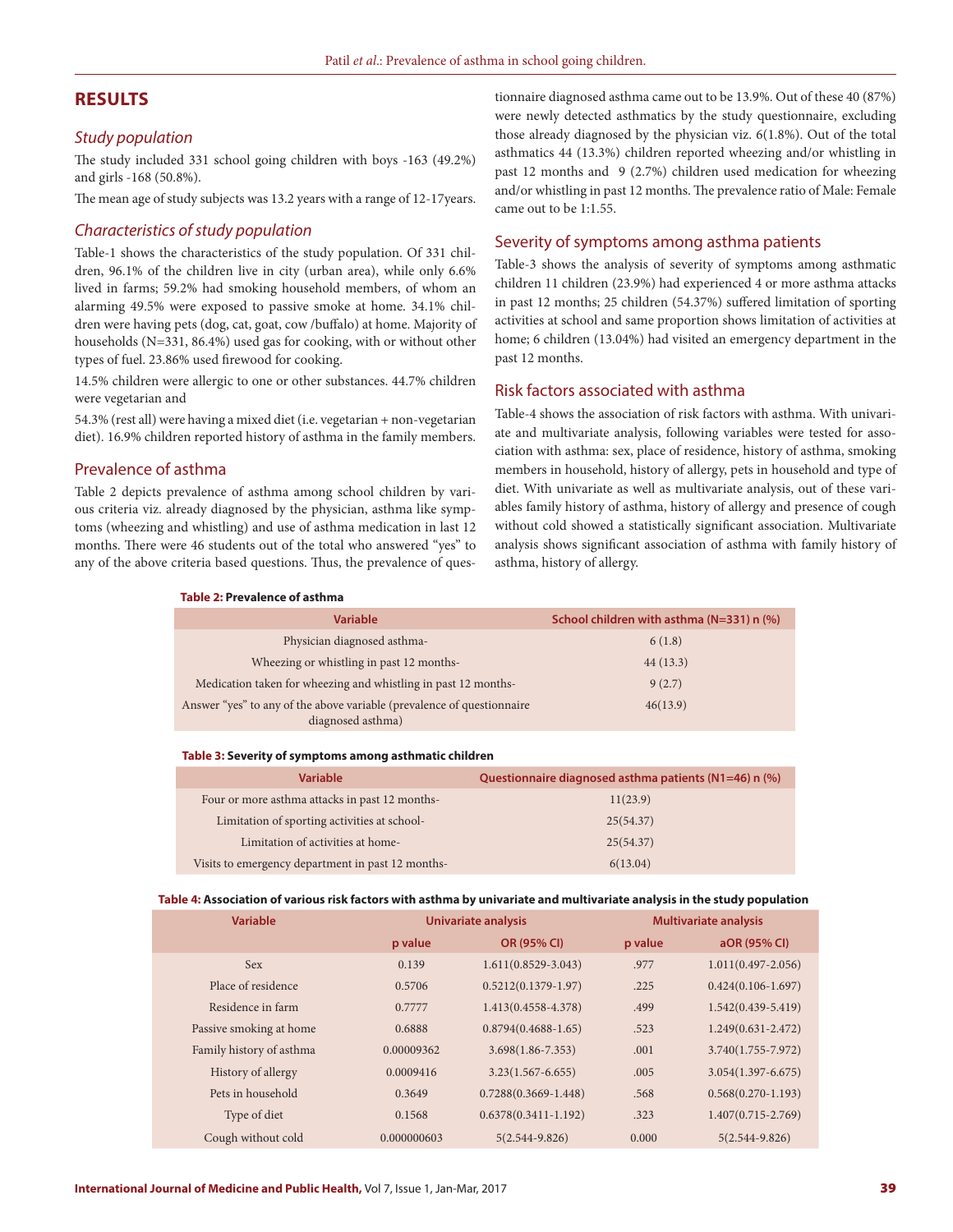## RESULTS

### *Study population*

The study included 331 school going children with boys -163 (49.2%) and girls -168 (50.8%).

The mean age of study subjects was 13.2 years with a range of 12-17years.

### *Characteristics of study population*

Table-1 shows the characteristics of the study population. Of 331 children, 96.1% of the children live in city (urban area), while only 6.6% lived in farms; 59.2% had smoking household members, of whom an alarming 49.5% were exposed to passive smoke at home. 34.1% children were having pets (dog, cat, goat, cow /buffalo) at home. Majority of households (N=331, 86.4%) used gas for cooking, with or without other types of fuel. 23.86% used firewood for cooking.

14.5% children were allergic to one or other substances. 44.7% children were vegetarian and

54.3% (rest all) were having a mixed diet (i.e. vegetarian + non-vegetarian diet). 16.9% children reported history of asthma in the family members.

### Prevalence of asthma

Table 2 depicts prevalence of asthma among school children by various criteria viz. already diagnosed by the physician, asthma like symptoms (wheezing and whistling) and use of asthma medication in last 12 months. There were 46 students out of the total who answered "yes" to any of the above criteria based questions. Thus, the prevalence of questionnaire diagnosed asthma came out to be 13.9%. Out of these 40 (87%) were newly detected asthmatics by the study questionnaire, excluding those already diagnosed by the physician viz. 6(1.8%). Out of the total asthmatics 44 (13.3%) children reported wheezing and/or whistling in past 12 months and 9 (2.7%) children used medication for wheezing and/or whistling in past 12 months. The prevalence ratio of Male: Female came out to be 1:1.55.

### Severity of symptoms among asthma patients

Table-3 shows the analysis of severity of symptoms among asthmatic children 11 children (23.9%) had experienced 4 or more asthma attacks in past 12 months; 25 children (54.37%) suffered limitation of sporting activities at school and same proportion shows limitation of activities at home; 6 children (13.04%) had visited an emergency department in the past 12 months.

### Risk factors associated with asthma

Table-4 shows the association of risk factors with asthma. With univariate and multivariate analysis, following variables were tested for association with asthma: sex, place of residence, history of asthma, smoking members in household, history of allergy, pets in household and type of diet. With univariate as well as multivariate analysis, out of these variables family history of asthma, history of allergy and presence of cough without cold showed a statistically significant association. Multivariate analysis shows significant association of asthma with family history of asthma, history of allergy.

**Table 2: Prevalence of asthma**

| Variable | School children with asthma (N=331) n (%) |
|---|---|
| Physician diagnosed asthma- | 6 (1.8) |
| Wheezing or whistling in past 12 months- | 44 (13.3) |
| Medication taken for wheezing and whistling in past 12 months- | 9 (2.7) |
| Answer "yes" to any of the above variable (prevalence of questionnaire diagnosed asthma) | 46(13.9) |

**Table 3: Severity of symptoms among asthmatic children**

| Variable | Questionnaire diagnosed asthma patients (N1=46) n (%) |
|---|---|
| Four or more asthma attacks in past 12 months- | 11(23.9) |
| Limitation of sporting activities at school- | 25(54.37) |
| Limitation of activities at home- | 25(54.37) |
| Visits to emergency department in past 12 months- | 6(13.04) |

**Table 4: Association of various risk factors with asthma by univariate and multivariate analysis in the study population**

| Variable | Univariate analysis | | Multivariate analysis | |
|---|---|---|---|---|
| | p value | OR (95% CI) | p value | aOR (95% CI) |
| Sex | 0.139 | 1.611(0.8529-3.043) | .977 | 1.011(0.497-2.056) |
| Place of residence | 0.5706 | 0.5212(0.1379-1.97) | .225 | 0.424(0.106-1.697) |
| Residence in farm | 0.7777 | 1.413(0.4558-4.378) | .499 | 1.542(0.439-5.419) |
| Passive smoking at home | 0.6888 | 0.8794(0.4688-1.65) | .523 | 1.249(0.631-2.472) |
| Family history of asthma | 0.00009362 | 3.698(1.86-7.353) | .001 | 3.740(1.755-7.972) |
| History of allergy | 0.0009416 | 3.23(1.567-6.655) | .005 | 3.054(1.397-6.675) |
| Pets in household | 0.3649 | 0.7288(0.3669-1.448) | .568 | 0.568(0.270-1.193) |
| Type of diet | 0.1568 | 0.6378(0.3411-1.192) | .323 | 1.407(0.715-2.769) |
| Cough without cold | 0.000000603 | 5(2.544-9.826) | 0.000 | 5(2.544-9.826) |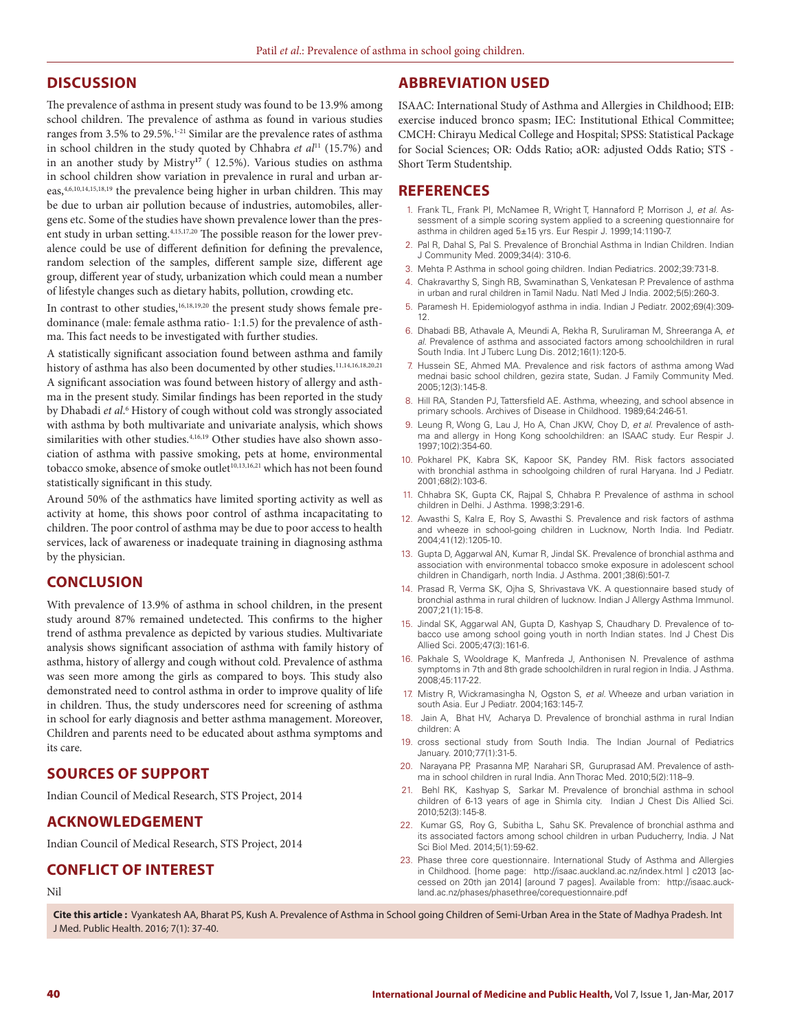## DISCUSSION

The prevalence of asthma in present study was found to be 13.9% among school children. The prevalence of asthma as found in various studies ranges from 3.5% to 29.5%.[1-21] Similar are the prevalence rates of asthma in school children in the study quoted by Chhabra *et al*[11] (15.7%) and in an another study by Mistry[17] ( 12.5%). Various studies on asthma in school children show variation in prevalence in rural and urban areas,[4,6,10,14,15,18,19] the prevalence being higher in urban children. This may be due to urban air pollution because of industries, automobiles, allergens etc. Some of the studies have shown prevalence lower than the present study in urban setting.[4,15,17,20] The possible reason for the lower prevalence could be use of different definition for defining the prevalence, random selection of the samples, different sample size, different age group, different year of study, urbanization which could mean a number of lifestyle changes such as dietary habits, pollution, crowding etc.

In contrast to other studies,[16,18,19,20] the present study shows female predominance (male: female asthma ratio- 1:1.5) for the prevalence of asthma. This fact needs to be investigated with further studies.

A statistically significant association found between asthma and family history of asthma has also been documented by other studies.[11,14,16,18,20,21] A significant association was found between history of allergy and asthma in the present study. Similar findings has been reported in the study by Dhabadi *et al*.[6] History of cough without cold was strongly associated with asthma by both multivariate and univariate analysis, which shows similarities with other studies.[4,16,19] Other studies have also shown association of asthma with passive smoking, pets at home, environmental tobacco smoke, absence of smoke outlet[10,13,16,21] which has not been found statistically significant in this study.

Around 50% of the asthmatics have limited sporting activity as well as activity at home, this shows poor control of asthma incapacitating to children. The poor control of asthma may be due to poor access to health services, lack of awareness or inadequate training in diagnosing asthma by the physician.

## CONCLUSION

With prevalence of 13.9% of asthma in school children, in the present study around 87% remained undetected. This confirms to the higher trend of asthma prevalence as depicted by various studies. Multivariate analysis shows significant association of asthma with family history of asthma, history of allergy and cough without cold. Prevalence of asthma was seen more among the girls as compared to boys. This study also demonstrated need to control asthma in order to improve quality of life in children. Thus, the study underscores need for screening of asthma in school for early diagnosis and better asthma management. Moreover, Children and parents need to be educated about asthma symptoms and its care.

## SOURCES OF SUPPORT

Indian Council of Medical Research, STS Project, 2014

## ACKNOWLEDGEMENT

Indian Council of Medical Research, STS Project, 2014

## CONFLICT OF INTEREST

Nil

## ABBREVIATION USED

ISAAC: International Study of Asthma and Allergies in Childhood; EIB: exercise induced bronco spasm; IEC: Institutional Ethical Committee; CMCH: Chirayu Medical College and Hospital; SPSS: Statistical Package for Social Sciences; OR: Odds Ratio; aOR: adjusted Odds Ratio; STS - Short Term Studentship.

## REFERENCES

1. Frank TL, Frank PI, McNamee R, Wright T, Hannaford P, Morrison J, *et al*. Assessment of a simple scoring system applied to a screening questionnaire for asthma in children aged 5±15 yrs. Eur Respir J. 1999;14:1190-7.
2. Pal R, Dahal S, Pal S. Prevalence of Bronchial Asthma in Indian Children. Indian J Community Med. 2009;34(4): 310-6.
3. Mehta P. Asthma in school going children. Indian Pediatrics. 2002;39:731-8.
4. Chakravarthy S, Singh RB, Swaminathan S, Venkatesan P. Prevalence of asthma in urban and rural children in Tamil Nadu. Natl Med J India. 2002;5(5):260-3.
5. Paramesh H. Epidemiologyof asthma in india. Indian J Pediatr. 2002;69(4):309-12.
6. Dhabadi BB, Athavale A, Meundi A, Rekha R, Suruliraman M, Shreeranga A, *et al*. Prevalence of asthma and associated factors among schoolchildren in rural South India. Int J Tuberc Lung Dis. 2012;16(1):120-5.
7. Hussein SE, Ahmed MA. Prevalence and risk factors of asthma among Wad mednai basic school children, gezira state, Sudan. J Family Community Med. 2005;12(3):145-8.
8. Hill RA, Standen PJ, Tattersfield AE. Asthma, wheezing, and school absence in primary schools. Archives of Disease in Childhood. 1989;64:246-51.
9. Leung R, Wong G, Lau J, Ho A, Chan JKW, Choy D, *et al*. Prevalence of asthma and allergy in Hong Kong schoolchildren: an ISAAC study. Eur Respir J. 1997;10(2):354-60.
10. Pokharel PK, Kabra SK, Kapoor SK, Pandey RM. Risk factors associated with bronchial asthma in schoolgoing children of rural Haryana. Ind J Pediatr. 2001;68(2):103-6.
11. Chhabra SK, Gupta CK, Rajpal S, Chhabra P. Prevalence of asthma in school children in Delhi. J Asthma. 1998;3:291-6.
12. Awasthi S, Kalra E, Roy S, Awasthi S. Prevalence and risk factors of asthma and wheeze in school-going children in Lucknow, North India. Ind Pediatr. 2004;41(12):1205-10.
13. Gupta D, Aggarwal AN, Kumar R, Jindal SK. Prevalence of bronchial asthma and association with environmental tobacco smoke exposure in adolescent school children in Chandigarh, north India. J Asthma. 2001;38(6):501-7.
14. Prasad R, Verma SK, Ojha S, Shrivastava VK. A questionnaire based study of bronchial asthma in rural children of lucknow. Indian J Allergy Asthma Immunol. 2007;21(1):15-8.
15. Jindal SK, Aggarwal AN, Gupta D, Kashyap S, Chaudhary D. Prevalence of tobacco use among school going youth in north Indian states. Ind J Chest Dis Allied Sci. 2005;47(3):161-6.
16. Pakhale S, Wooldrage K, Manfreda J, Anthonisen N. Prevalence of asthma symptoms in 7th and 8th grade schoolchildren in rural region in India. J Asthma. 2008;45:117-22.
17. Mistry R, Wickramasingha N, Ogston S, *et al*. Wheeze and urban variation in south Asia. Eur J Pediatr. 2004;163:145-7.
18. Jain A, Bhat HV, Acharya D. Prevalence of bronchial asthma in rural Indian children: A
19. cross sectional study from South India. The Indian Journal of Pediatrics January. 2010;77(1):31-5.
20. Narayana PP, Prasanna MP, Narahari SR, Guruprasad AM. Prevalence of asthma in school children in rural India. Ann Thorac Med. 2010;5(2):118–9.
21. Behl RK, Kashyap S, Sarkar M. Prevalence of bronchial asthma in school children of 6-13 years of age in Shimla city. Indian J Chest Dis Allied Sci. 2010;52(3):145-8.
22. Kumar GS, Roy G, Subitha L, Sahu SK. Prevalence of bronchial asthma and its associated factors among school children in urban Puducherry, India. J Nat Sci Biol Med. 2014;5(1):59-62.
23. Phase three core questionnaire. International Study of Asthma and Allergies in Childhood. [home page: http://isaac.auckland.ac.nz/index.html ] c2013 [accessed on 20th jan 2014] [around 7 pages]. Available from: http://isaac.auckland.ac.nz/phases/phasethree/corequestionnaire.pdf

**Cite this article :** Vyankatesh AA, Bharat PS, Kush A. Prevalence of Asthma in School going Children of Semi-Urban Area in the State of Madhya Pradesh. Int J Med. Public Health. 2016; 7(1): 37-40.